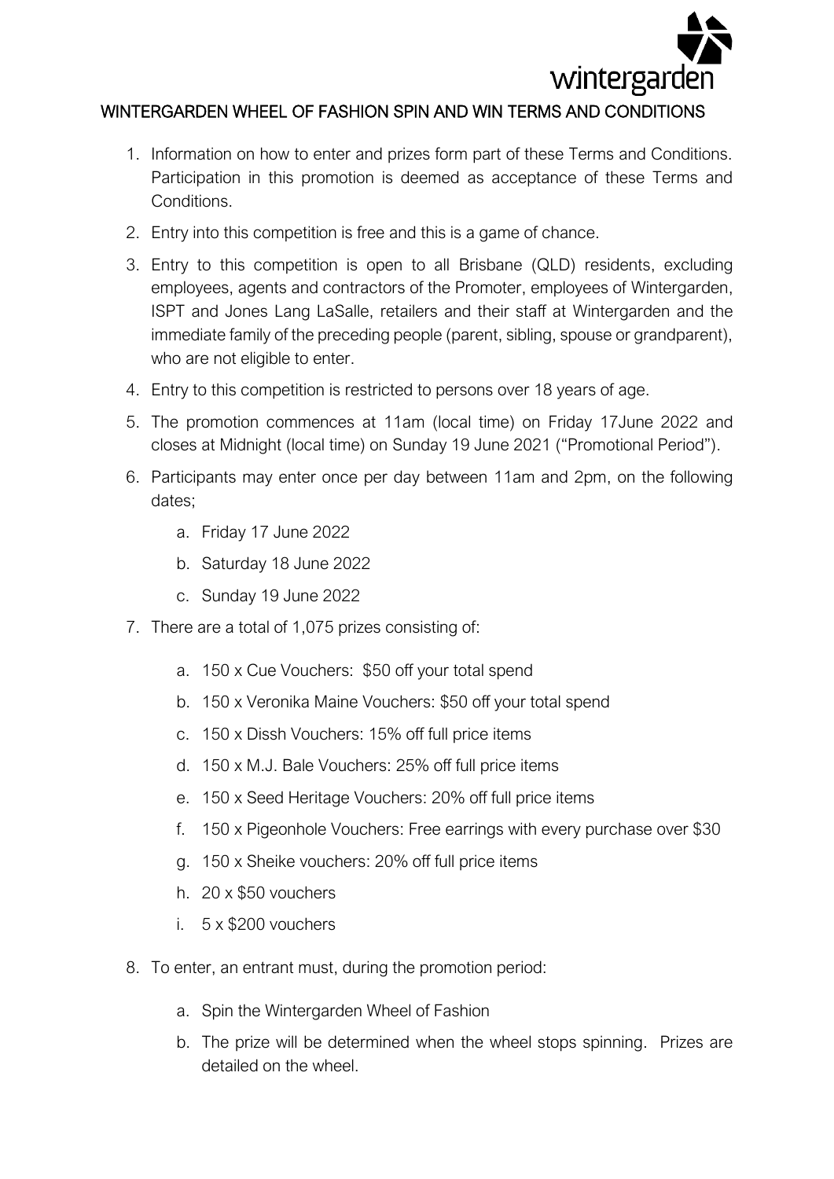# WINTERGARDEN WHEEL OF FASHION SPIN AND WIN TERMS AND CONDITIONS

1. Information on how to enter and prizes form part of these Terms and Conditions. Participation in this promotion is deemed as acceptance of these Terms and Conditions.
2. Entry into this competition is free and this is a game of chance.
3. Entry to this competition is open to all Brisbane (QLD) residents, excluding employees, agents and contractors of the Promoter, employees of Wintergarden, ISPT and Jones Lang LaSalle, retailers and their staff at Wintergarden and the immediate family of the preceding people (parent, sibling, spouse or grandparent), who are not eligible to enter.
4. Entry to this competition is restricted to persons over 18 years of age.
5. The promotion commences at 11am (local time) on Friday 17June 2022 and closes at Midnight (local time) on Sunday 19 June 2021 ("Promotional Period").
6. Participants may enter once per day between 11am and 2pm, on the following dates;
   a. Friday 17 June 2022
   b. Saturday 18 June 2022
   c. Sunday 19 June 2022
7. There are a total of 1,075 prizes consisting of:
   a. 150 x Cue Vouchers: $50 off your total spend
   b. 150 x Veronika Maine Vouchers: $50 off your total spend
   c. 150 x Dissh Vouchers: 15% off full price items
   d. 150 x M.J. Bale Vouchers: 25% off full price items
   e. 150 x Seed Heritage Vouchers: 20% off full price items
   f. 150 x Pigeonhole Vouchers: Free earrings with every purchase over $30
   g. 150 x Sheike vouchers: 20% off full price items
   h. 20 x $50 vouchers
   i. 5 x $200 vouchers
8. To enter, an entrant must, during the promotion period:
   a. Spin the Wintergarden Wheel of Fashion
   b. The prize will be determined when the wheel stops spinning. Prizes are detailed on the wheel.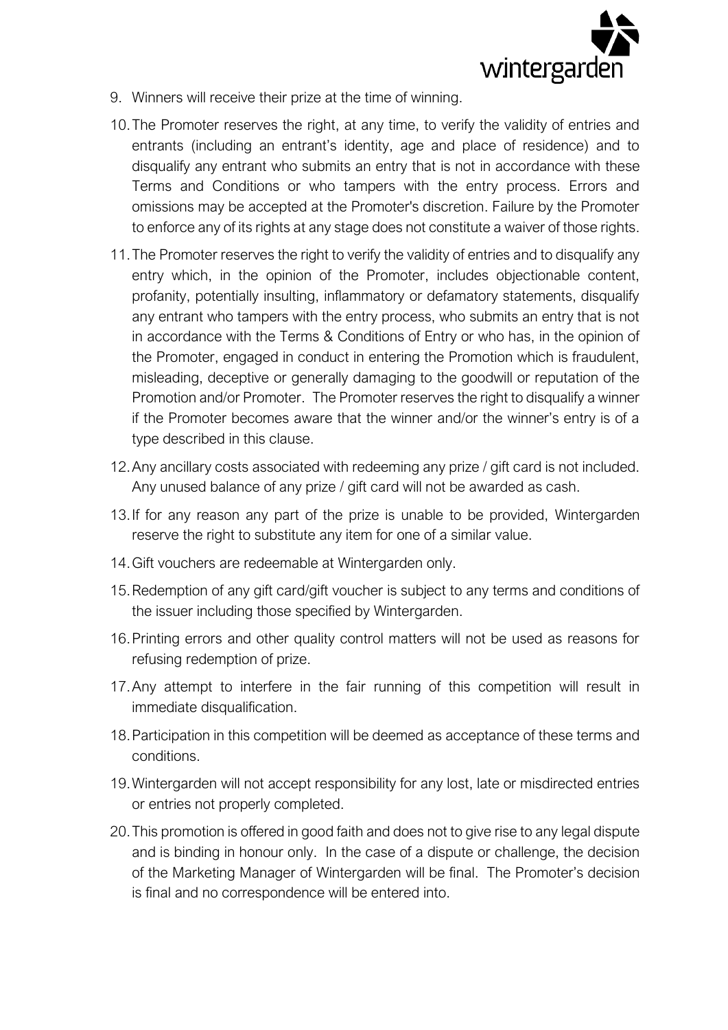9. Winners will receive their prize at the time of winning.
10. The Promoter reserves the right, at any time, to verify the validity of entries and entrants (including an entrant's identity, age and place of residence) and to disqualify any entrant who submits an entry that is not in accordance with these Terms and Conditions or who tampers with the entry process. Errors and omissions may be accepted at the Promoter's discretion. Failure by the Promoter to enforce any of its rights at any stage does not constitute a waiver of those rights.
11. The Promoter reserves the right to verify the validity of entries and to disqualify any entry which, in the opinion of the Promoter, includes objectionable content, profanity, potentially insulting, inflammatory or defamatory statements, disqualify any entrant who tampers with the entry process, who submits an entry that is not in accordance with the Terms & Conditions of Entry or who has, in the opinion of the Promoter, engaged in conduct in entering the Promotion which is fraudulent, misleading, deceptive or generally damaging to the goodwill or reputation of the Promotion and/or Promoter. The Promoter reserves the right to disqualify a winner if the Promoter becomes aware that the winner and/or the winner's entry is of a type described in this clause.
12. Any ancillary costs associated with redeeming any prize / gift card is not included. Any unused balance of any prize / gift card will not be awarded as cash.
13. If for any reason any part of the prize is unable to be provided, Wintergarden reserve the right to substitute any item for one of a similar value.
14. Gift vouchers are redeemable at Wintergarden only.
15. Redemption of any gift card/gift voucher is subject to any terms and conditions of the issuer including those specified by Wintergarden.
16. Printing errors and other quality control matters will not be used as reasons for refusing redemption of prize.
17. Any attempt to interfere in the fair running of this competition will result in immediate disqualification.
18. Participation in this competition will be deemed as acceptance of these terms and conditions.
19. Wintergarden will not accept responsibility for any lost, late or misdirected entries or entries not properly completed.
20. This promotion is offered in good faith and does not to give rise to any legal dispute and is binding in honour only. In the case of a dispute or challenge, the decision of the Marketing Manager of Wintergarden will be final. The Promoter's decision is final and no correspondence will be entered into.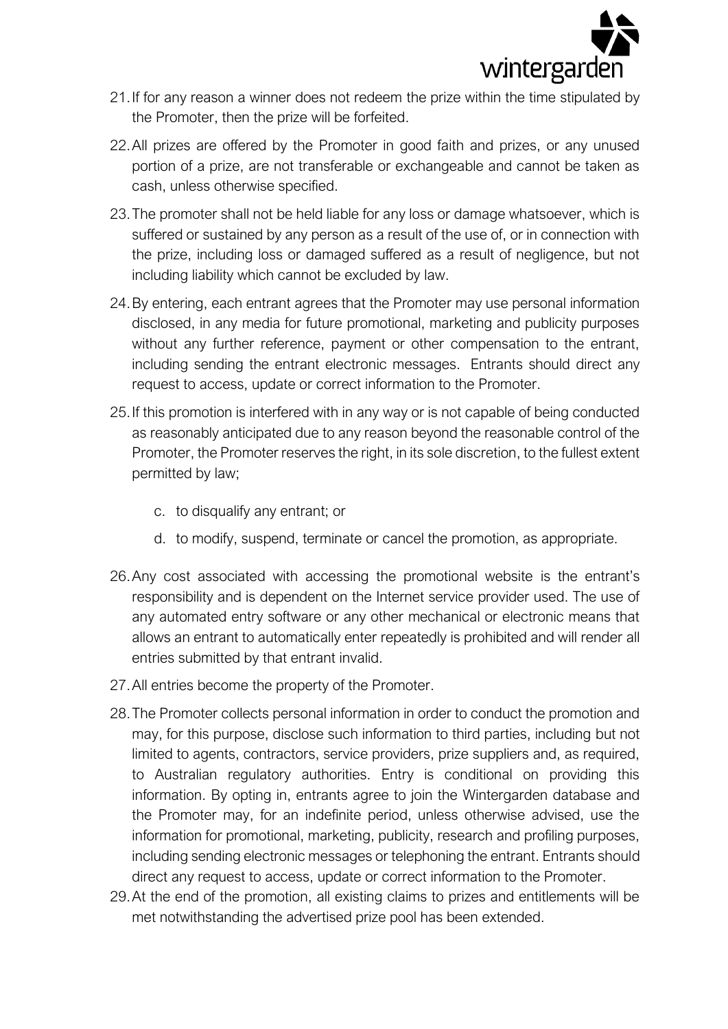21. If for any reason a winner does not redeem the prize within the time stipulated by the Promoter, then the prize will be forfeited.
22. All prizes are offered by the Promoter in good faith and prizes, or any unused portion of a prize, are not transferable or exchangeable and cannot be taken as cash, unless otherwise specified.
23. The promoter shall not be held liable for any loss or damage whatsoever, which is suffered or sustained by any person as a result of the use of, or in connection with the prize, including loss or damaged suffered as a result of negligence, but not including liability which cannot be excluded by law.
24. By entering, each entrant agrees that the Promoter may use personal information disclosed, in any media for future promotional, marketing and publicity purposes without any further reference, payment or other compensation to the entrant, including sending the entrant electronic messages. Entrants should direct any request to access, update or correct information to the Promoter.
25. If this promotion is interfered with in any way or is not capable of being conducted as reasonably anticipated due to any reason beyond the reasonable control of the Promoter, the Promoter reserves the right, in its sole discretion, to the fullest extent permitted by law;

    c. to disqualify any entrant; or

    d. to modify, suspend, terminate or cancel the promotion, as appropriate.

26. Any cost associated with accessing the promotional website is the entrant's responsibility and is dependent on the Internet service provider used. The use of any automated entry software or any other mechanical or electronic means that allows an entrant to automatically enter repeatedly is prohibited and will render all entries submitted by that entrant invalid.
27. All entries become the property of the Promoter.
28. The Promoter collects personal information in order to conduct the promotion and may, for this purpose, disclose such information to third parties, including but not limited to agents, contractors, service providers, prize suppliers and, as required, to Australian regulatory authorities. Entry is conditional on providing this information. By opting in, entrants agree to join the Wintergarden database and the Promoter may, for an indefinite period, unless otherwise advised, use the information for promotional, marketing, publicity, research and profiling purposes, including sending electronic messages or telephoning the entrant. Entrants should direct any request to access, update or correct information to the Promoter.
29. At the end of the promotion, all existing claims to prizes and entitlements will be met notwithstanding the advertised prize pool has been extended.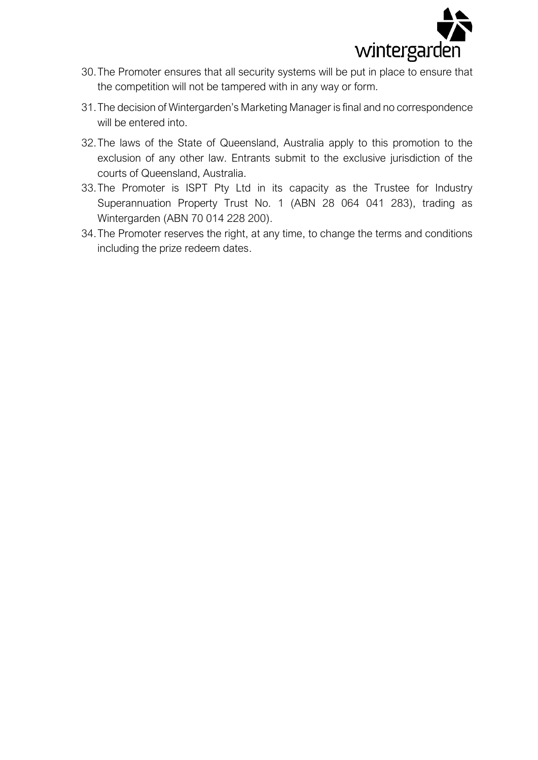30. The Promoter ensures that all security systems will be put in place to ensure that the competition will not be tampered with in any way or form.
31. The decision of Wintergarden's Marketing Manager is final and no correspondence will be entered into.
32. The laws of the State of Queensland, Australia apply to this promotion to the exclusion of any other law. Entrants submit to the exclusive jurisdiction of the courts of Queensland, Australia.
33. The Promoter is ISPT Pty Ltd in its capacity as the Trustee for Industry Superannuation Property Trust No. 1 (ABN 28 064 041 283), trading as Wintergarden (ABN 70 014 228 200).
34. The Promoter reserves the right, at any time, to change the terms and conditions including the prize redeem dates.